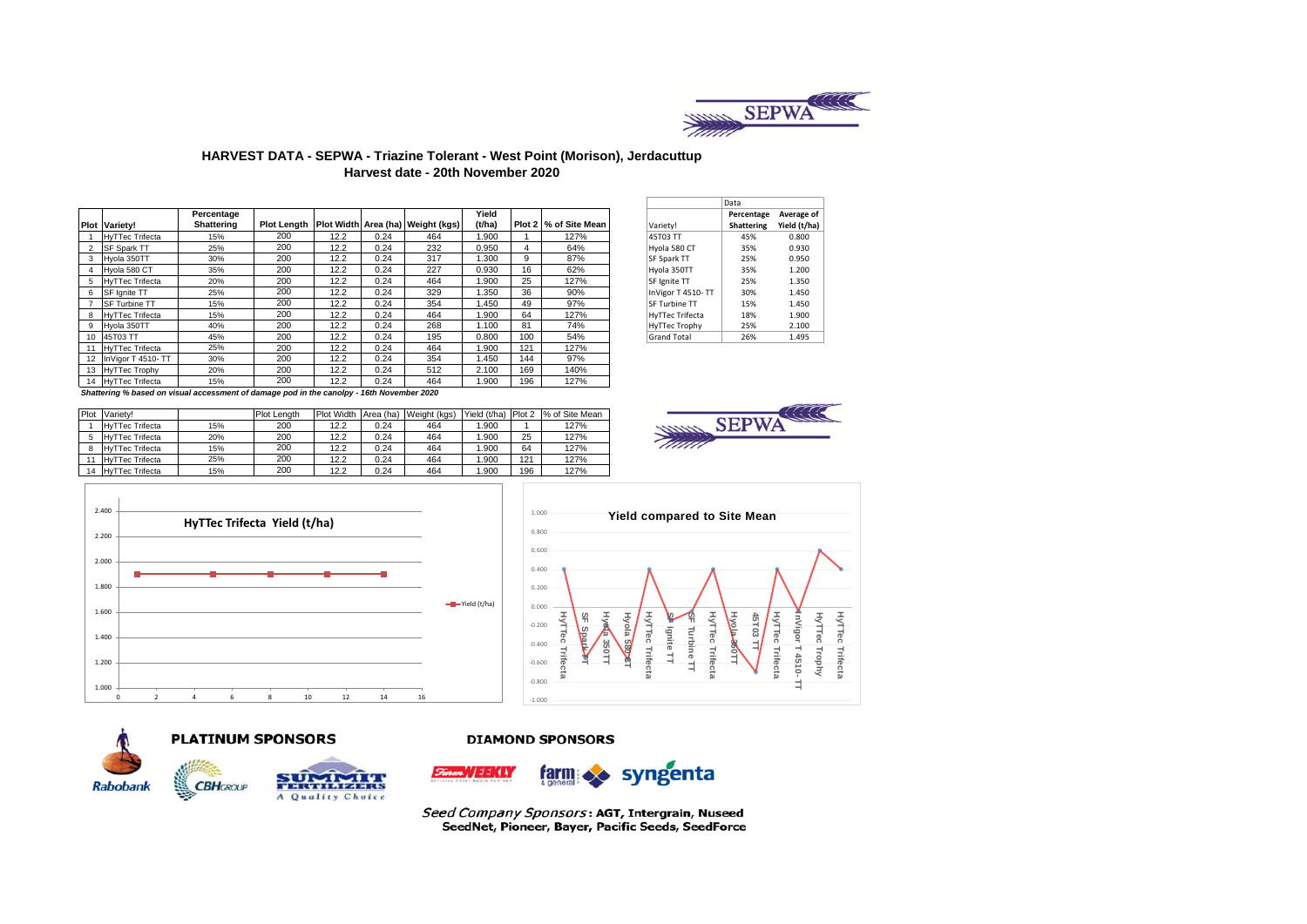# HARVEST DATA - SEPWA - Triazine Tolerant - West Point (Morison), Jerdacuttup

## Harvest date - 20th November 2020

| Plot | Variety! | Percentage Shattering | Plot Length | Plot Width | Area (ha) | Weight (kgs) | Yield (t/ha) | Plot 2 | % of Site Mean |
|---|---|---|---|---|---|---|---|---|---|
| 1 | HyTTec Trifecta | 15% | 200 | 12.2 | 0.24 | 464 | 1.900 | 1 | 127% |
| 2 | SF Spark TT | 25% | 200 | 12.2 | 0.24 | 232 | 0.950 | 4 | 64% |
| 3 | Hyola 350TT | 30% | 200 | 12.2 | 0.24 | 317 | 1.300 | 9 | 87% |
| 4 | Hyola 580 CT | 35% | 200 | 12.2 | 0.24 | 227 | 0.930 | 16 | 62% |
| 5 | HyTTec Trifecta | 20% | 200 | 12.2 | 0.24 | 464 | 1.900 | 25 | 127% |
| 6 | SF Ignite TT | 25% | 200 | 12.2 | 0.24 | 329 | 1.350 | 36 | 90% |
| 7 | SF Turbine TT | 15% | 200 | 12.2 | 0.24 | 354 | 1.450 | 49 | 97% |
| 8 | HyTTec Trifecta | 15% | 200 | 12.2 | 0.24 | 464 | 1.900 | 64 | 127% |
| 9 | Hyola 350TT | 40% | 200 | 12.2 | 0.24 | 268 | 1.100 | 81 | 74% |
| 10 | 45T03 TT | 45% | 200 | 12.2 | 0.24 | 195 | 0.800 | 100 | 54% |
| 11 | HyTTec Trifecta | 25% | 200 | 12.2 | 0.24 | 464 | 1.900 | 121 | 127% |
| 12 | InVigor T 4510- TT | 30% | 200 | 12.2 | 0.24 | 354 | 1.450 | 144 | 97% |
| 13 | HyTTec Trophy | 20% | 200 | 12.2 | 0.24 | 512 | 2.100 | 169 | 140% |
| 14 | HyTTec Trifecta | 15% | 200 | 12.2 | 0.24 | 464 | 1.900 | 196 | 127% |

*Shattering % based on visual accessment of damage pod in the canolpy - 16th November 2020*

| Variety! | Data: Percentage Shattering | Average of Yield (t/ha) |
|---|---|---|
| 45T03 TT | 45% | 0.800 |
| Hyola 580 CT | 35% | 0.930 |
| SF Spark TT | 25% | 0.950 |
| Hyola 350TT | 35% | 1.200 |
| SF Ignite TT | 25% | 1.350 |
| InVigor T 4510- TT | 30% | 1.450 |
| SF Turbine TT | 15% | 1.450 |
| HyTTec Trifecta | 18% | 1.900 |
| HyTTec Trophy | 25% | 2.100 |
| Grand Total | 26% | 1.495 |

| Plot | Variety! | | Plot Length | Plot Width | Area (ha) | Weight (kgs) | Yield (t/ha) | Plot 2 | % of Site Mean |
|---|---|---|---|---|---|---|---|---|---|
| 1 | HyTTec Trifecta | 15% | 200 | 12.2 | 0.24 | 464 | 1.900 | 1 | 127% |
| 5 | HyTTec Trifecta | 20% | 200 | 12.2 | 0.24 | 464 | 1.900 | 25 | 127% |
| 8 | HyTTec Trifecta | 15% | 200 | 12.2 | 0.24 | 464 | 1.900 | 64 | 127% |
| 11 | HyTTec Trifecta | 25% | 200 | 12.2 | 0.24 | 464 | 1.900 | 121 | 127% |
| 14 | HyTTec Trifecta | 15% | 200 | 12.2 | 0.24 | 464 | 1.900 | 196 | 127% |

**HyTTec Trifecta Yield (t/ha)**

**Yield compared to Site Mean**

**PLATINUM SPONSORS**

**DIAMOND SPONSORS**

*Seed Company Sponsors*: **AGT, Intergrain, Nuseed SeedNet, Pioneer, Bayer, Pacific Seeds, SeedForce**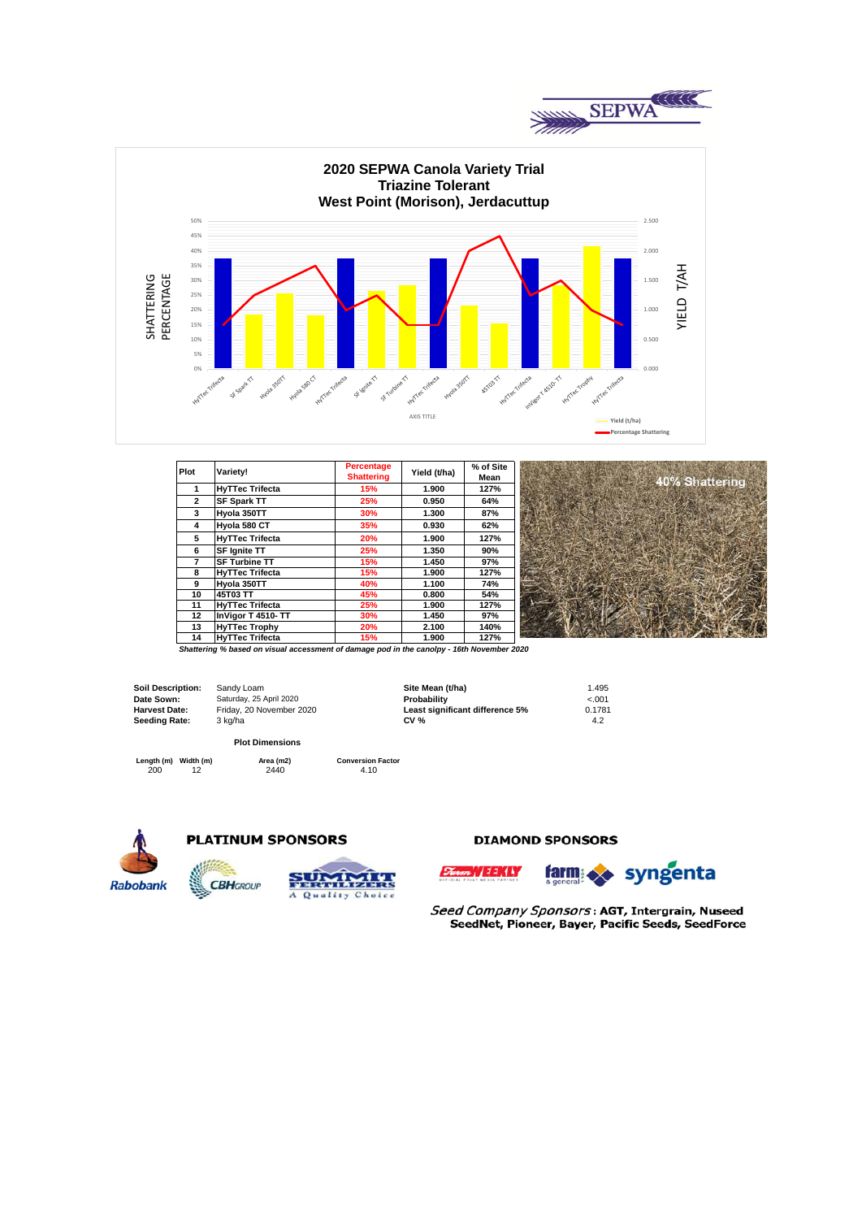# 2020 SEPWA Canola Variety Trial
## Triazine Tolerant
## West Point (Morison), Jerdacuttup

| Plot | Variety! | Percentage Shattering | Yield (t/ha) | % of Site Mean |
|---|---|---|---|---|
| 1 | HyTTec Trifecta | 15% | 1.900 | 127% |
| 2 | SF Spark TT | 25% | 0.950 | 64% |
| 3 | Hyola 350TT | 30% | 1.300 | 87% |
| 4 | Hyola 580 CT | 35% | 0.930 | 62% |
| 5 | HyTTec Trifecta | 20% | 1.900 | 127% |
| 6 | SF Ignite TT | 25% | 1.350 | 90% |
| 7 | SF Turbine TT | 15% | 1.450 | 97% |
| 8 | HyTTec Trifecta | 15% | 1.900 | 127% |
| 9 | Hyola 350TT | 40% | 1.100 | 74% |
| 10 | 45T03 TT | 45% | 0.800 | 54% |
| 11 | HyTTec Trifecta | 25% | 1.900 | 127% |
| 12 | InVigor T 4510- TT | 30% | 1.450 | 97% |
| 13 | HyTTec Trophy | 20% | 2.100 | 140% |
| 14 | HyTTec Trifecta | 15% | 1.900 | 127% |

*Shattering % based on visual accessment of damage pod in the canolpy - 16th November 2020*

40% Shattering

| | | | |
|---|---|---|---|
| **Soil Description:** | Sandy Loam | **Site Mean (t/ha)** | 1.495 |
| **Date Sown:** | Saturday, 25 April 2020 | **Probability** | <.001 |
| **Harvest Date:** | Friday, 20 November 2020 | **Least significant difference 5%** | 0.1781 |
| **Seeding Rate:** | 3 kg/ha | **CV %** | 4.2 |

**Plot Dimensions**

| Length (m) | Width (m) | Area (m2) | Conversion Factor |
|---|---|---|---|
| 200 | 12 | 2440 | 4.10 |

**PLATINUM SPONSORS** Rabobank, CBH Group, Summit Fertilizers – A Quality Choice

**DIAMOND SPONSORS** Farm Weekly, farm & general, syngenta

*Seed Company Sponsors*: AGT, Intergrain, Nuseed, SeedNet, Pioneer, Bayer, Pacific Seeds, SeedForce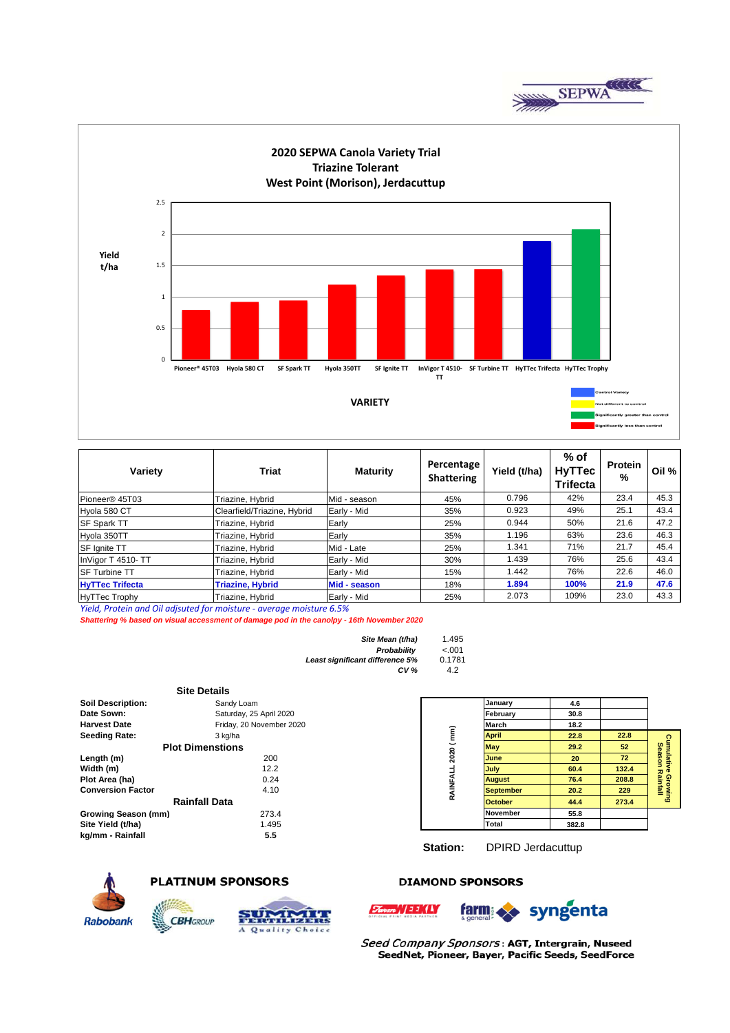SEPWA

## 2020 SEPWA Canola Variety Trial
### Triazine Tolerant
### West Point (Morison), Jerdacuttup

Yield t/ha

2.5
2
1.5
1
0.5
0

Pioneer® 45T03, Hyola 580 CT, SF Spark TT, Hyola 350TT, SF Ignite TT, InVigor T 4510-TT, SF Turbine TT, HyTTec Trifecta, HyTTec Trophy

VARIETY

Control Variety
Not different to control
Significantly greater than control
Significantly less than control

| Variety | Triat | Maturity | Percentage Shattering | Yield (t/ha) | % of HyTTec Trifecta | Protein % | Oil % |
|---|---|---|---|---|---|---|---|
| Pioneer® 45T03 | Triazine, Hybrid | Mid - season | 45% | 0.796 | 42% | 23.4 | 45.3 |
| Hyola 580 CT | Clearfield/Triazine, Hybrid | Early - Mid | 35% | 0.923 | 49% | 25.1 | 43.4 |
| SF Spark TT | Triazine, Hybrid | Early | 25% | 0.944 | 50% | 21.6 | 47.2 |
| Hyola 350TT | Triazine, Hybrid | Early | 35% | 1.196 | 63% | 23.6 | 46.3 |
| SF Ignite TT | Triazine, Hybrid | Mid - Late | 25% | 1.341 | 71% | 21.7 | 45.4 |
| InVigor T 4510- TT | Triazine, Hybrid | Early - Mid | 30% | 1.439 | 76% | 25.6 | 43.4 |
| SF Turbine TT | Triazine, Hybrid | Early - Mid | 15% | 1.442 | 76% | 22.6 | 46.0 |
| **HyTTec Trifecta** | **Triazine, Hybrid** | **Mid - season** | 18% | **1.894** | **100%** | **21.9** | **47.6** |
| HyTTec Trophy | Triazine, Hybrid | Early - Mid | 25% | 2.073 | 109% | 23.0 | 43.3 |

*Yield, Protein and Oil adjsuted for moisture - average moisture 6.5%*

***Shattering % based on visual accessment of damage pod in the canolpy - 16th November 2020***

| | |
|---|---|
| ***Site Mean (t/ha)*** | 1.495 |
| ***Probability*** | <.001 |
| ***Least significant difference 5%*** | 0.1781 |
| ***CV %*** | 4.2 |

### Site Details

| | |
|---|---|
| **Soil Description:** | Sandy Loam |
| **Date Sown:** | Saturday, 25 April 2020 |
| **Harvest Date** | Friday, 20 November 2020 |
| **Seeding Rate:** | 3 kg/ha |

### Plot Dimenstions

| | |
|---|---|
| **Length (m)** | 200 |
| **Width (m)** | 12.2 |
| **Plot Area (ha)** | 0.24 |
| **Conversion Factor** | 4.10 |

### Rainfall Data

| | |
|---|---|
| **Growing Season (mm)** | 273.4 |
| **Site Yield (t/ha)** | 1.495 |
| **kg/mm - Rainfall** | **5.5** |

RAINFALL 2020 (mm)

| Month | Rainfall | Cumulative Growing Season Rainfall |
|---|---|---|
| January | 4.6 | |
| February | 30.8 | |
| March | 18.2 | |
| April | 22.8 | 22.8 |
| May | 29.2 | 52 |
| June | 20 | 72 |
| July | 60.4 | 132.4 |
| August | 76.4 | 208.8 |
| September | 20.2 | 229 |
| October | 44.4 | 273.4 |
| November | 55.8 | |
| Total | 382.8 | |

**Station:** DPIRD Jerdacuttup

**PLATINUM SPONSORS**

Rabobank, CBH GROUP, SUMMIT FERTILIZERS A Quality Choice

**DIAMOND SPONSORS**

Farm WEEKLY, farm & general, syngenta

*Seed Company Sponsors*: **AGT, Intergrain, Nuseed SeedNet, Pioneer, Bayer, Pacific Seeds, SeedForce**